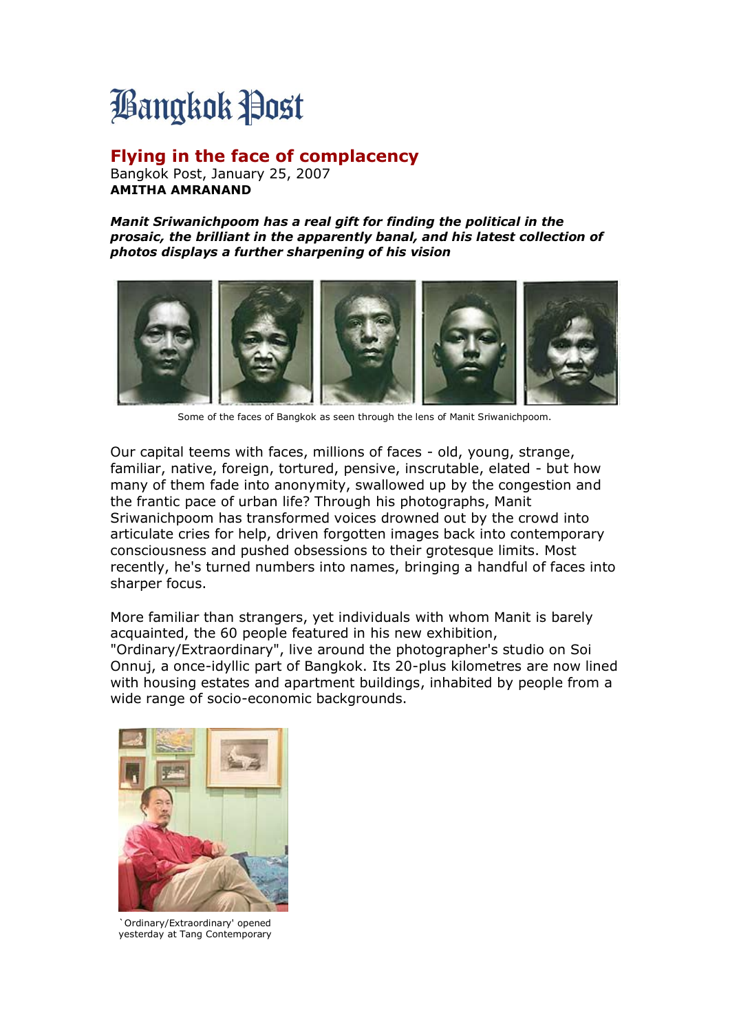# Bangkok Post

## Flying in the face of complacency

Bangkok Post, January 25, 2007
**AMITHA AMRANAND**

***Manit Sriwanichpoom has a real gift for finding the political in the prosaic, the brilliant in the apparently banal, and his latest collection of photos displays a further sharpening of his vision***

Some of the faces of Bangkok as seen through the lens of Manit Sriwanichpoom.

Our capital teems with faces, millions of faces - old, young, strange, familiar, native, foreign, tortured, pensive, inscrutable, elated - but how many of them fade into anonymity, swallowed up by the congestion and the frantic pace of urban life? Through his photographs, Manit Sriwanichpoom has transformed voices drowned out by the crowd into articulate cries for help, driven forgotten images back into contemporary consciousness and pushed obsessions to their grotesque limits. Most recently, he's turned numbers into names, bringing a handful of faces into sharper focus.

More familiar than strangers, yet individuals with whom Manit is barely acquainted, the 60 people featured in his new exhibition, "Ordinary/Extraordinary", live around the photographer's studio on Soi Onnuj, a once-idyllic part of Bangkok. Its 20-plus kilometres are now lined with housing estates and apartment buildings, inhabited by people from a wide range of socio-economic backgrounds.

`Ordinary/Extraordinary' opened yesterday at Tang Contemporary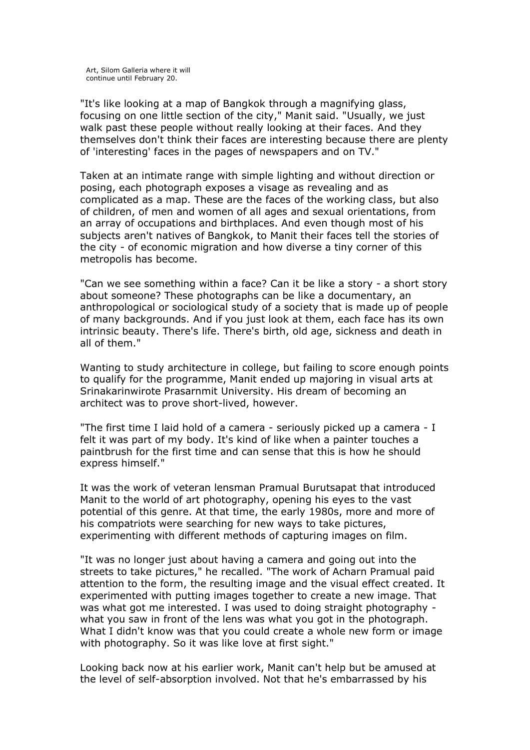Art, Silom Galleria where it will continue until February 20.

"It's like looking at a map of Bangkok through a magnifying glass, focusing on one little section of the city," Manit said. "Usually, we just walk past these people without really looking at their faces. And they themselves don't think their faces are interesting because there are plenty of 'interesting' faces in the pages of newspapers and on TV."

Taken at an intimate range with simple lighting and without direction or posing, each photograph exposes a visage as revealing and as complicated as a map. These are the faces of the working class, but also of children, of men and women of all ages and sexual orientations, from an array of occupations and birthplaces. And even though most of his subjects aren't natives of Bangkok, to Manit their faces tell the stories of the city - of economic migration and how diverse a tiny corner of this metropolis has become.

"Can we see something within a face? Can it be like a story - a short story about someone? These photographs can be like a documentary, an anthropological or sociological study of a society that is made up of people of many backgrounds. And if you just look at them, each face has its own intrinsic beauty. There's life. There's birth, old age, sickness and death in all of them."

Wanting to study architecture in college, but failing to score enough points to qualify for the programme, Manit ended up majoring in visual arts at Srinakarinwirote Prasarnmit University. His dream of becoming an architect was to prove short-lived, however.

"The first time I laid hold of a camera - seriously picked up a camera - I felt it was part of my body. It's kind of like when a painter touches a paintbrush for the first time and can sense that this is how he should express himself."

It was the work of veteran lensman Pramual Burutsapat that introduced Manit to the world of art photography, opening his eyes to the vast potential of this genre. At that time, the early 1980s, more and more of his compatriots were searching for new ways to take pictures, experimenting with different methods of capturing images on film.

"It was no longer just about having a camera and going out into the streets to take pictures," he recalled. "The work of Acharn Pramual paid attention to the form, the resulting image and the visual effect created. It experimented with putting images together to create a new image. That was what got me interested. I was used to doing straight photography - what you saw in front of the lens was what you got in the photograph. What I didn't know was that you could create a whole new form or image with photography. So it was like love at first sight."

Looking back now at his earlier work, Manit can't help but be amused at the level of self-absorption involved. Not that he's embarrassed by his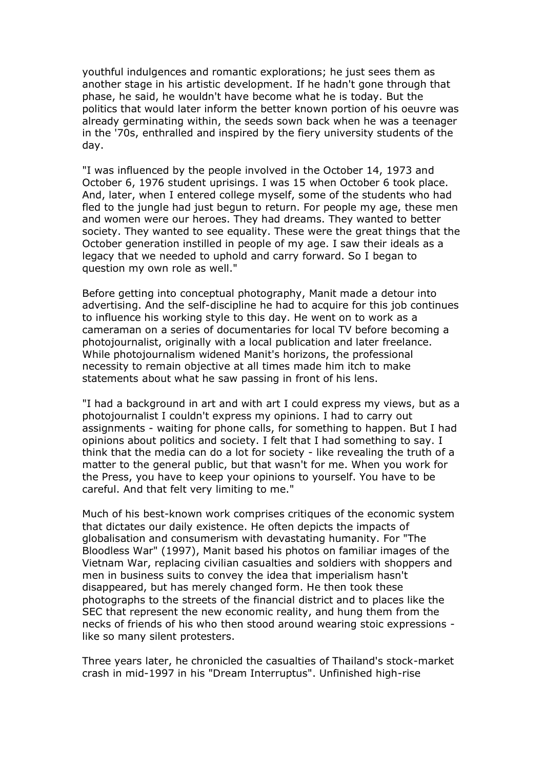youthful indulgences and romantic explorations; he just sees them as another stage in his artistic development. If he hadn't gone through that phase, he said, he wouldn't have become what he is today. But the politics that would later inform the better known portion of his oeuvre was already germinating within, the seeds sown back when he was a teenager in the '70s, enthralled and inspired by the fiery university students of the day.

"I was influenced by the people involved in the October 14, 1973 and October 6, 1976 student uprisings. I was 15 when October 6 took place. And, later, when I entered college myself, some of the students who had fled to the jungle had just begun to return. For people my age, these men and women were our heroes. They had dreams. They wanted to better society. They wanted to see equality. These were the great things that the October generation instilled in people of my age. I saw their ideals as a legacy that we needed to uphold and carry forward. So I began to question my own role as well."

Before getting into conceptual photography, Manit made a detour into advertising. And the self-discipline he had to acquire for this job continues to influence his working style to this day. He went on to work as a cameraman on a series of documentaries for local TV before becoming a photojournalist, originally with a local publication and later freelance. While photojournalism widened Manit's horizons, the professional necessity to remain objective at all times made him itch to make statements about what he saw passing in front of his lens.

"I had a background in art and with art I could express my views, but as a photojournalist I couldn't express my opinions. I had to carry out assignments - waiting for phone calls, for something to happen. But I had opinions about politics and society. I felt that I had something to say. I think that the media can do a lot for society - like revealing the truth of a matter to the general public, but that wasn't for me. When you work for the Press, you have to keep your opinions to yourself. You have to be careful. And that felt very limiting to me."

Much of his best-known work comprises critiques of the economic system that dictates our daily existence. He often depicts the impacts of globalisation and consumerism with devastating humanity. For "The Bloodless War" (1997), Manit based his photos on familiar images of the Vietnam War, replacing civilian casualties and soldiers with shoppers and men in business suits to convey the idea that imperialism hasn't disappeared, but has merely changed form. He then took these photographs to the streets of the financial district and to places like the SEC that represent the new economic reality, and hung them from the necks of friends of his who then stood around wearing stoic expressions - like so many silent protesters.

Three years later, he chronicled the casualties of Thailand's stock-market crash in mid-1997 in his "Dream Interruptus". Unfinished high-rise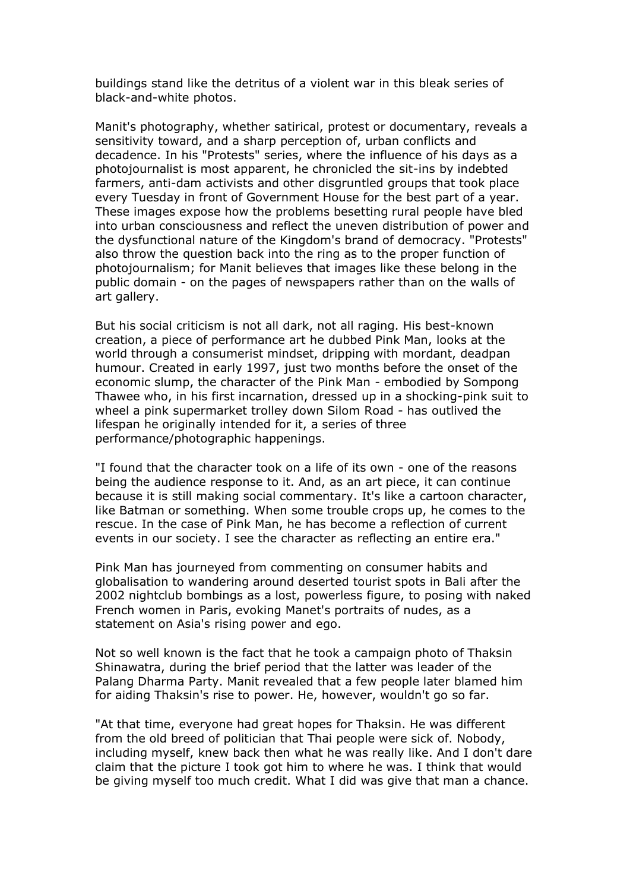buildings stand like the detritus of a violent war in this bleak series of black-and-white photos.

Manit's photography, whether satirical, protest or documentary, reveals a sensitivity toward, and a sharp perception of, urban conflicts and decadence. In his "Protests" series, where the influence of his days as a photojournalist is most apparent, he chronicled the sit-ins by indebted farmers, anti-dam activists and other disgruntled groups that took place every Tuesday in front of Government House for the best part of a year. These images expose how the problems besetting rural people have bled into urban consciousness and reflect the uneven distribution of power and the dysfunctional nature of the Kingdom's brand of democracy. "Protests" also throw the question back into the ring as to the proper function of photojournalism; for Manit believes that images like these belong in the public domain - on the pages of newspapers rather than on the walls of art gallery.

But his social criticism is not all dark, not all raging. His best-known creation, a piece of performance art he dubbed Pink Man, looks at the world through a consumerist mindset, dripping with mordant, deadpan humour. Created in early 1997, just two months before the onset of the economic slump, the character of the Pink Man - embodied by Sompong Thawee who, in his first incarnation, dressed up in a shocking-pink suit to wheel a pink supermarket trolley down Silom Road - has outlived the lifespan he originally intended for it, a series of three performance/photographic happenings.

"I found that the character took on a life of its own - one of the reasons being the audience response to it. And, as an art piece, it can continue because it is still making social commentary. It's like a cartoon character, like Batman or something. When some trouble crops up, he comes to the rescue. In the case of Pink Man, he has become a reflection of current events in our society. I see the character as reflecting an entire era."

Pink Man has journeyed from commenting on consumer habits and globalisation to wandering around deserted tourist spots in Bali after the 2002 nightclub bombings as a lost, powerless figure, to posing with naked French women in Paris, evoking Manet's portraits of nudes, as a statement on Asia's rising power and ego.

Not so well known is the fact that he took a campaign photo of Thaksin Shinawatra, during the brief period that the latter was leader of the Palang Dharma Party. Manit revealed that a few people later blamed him for aiding Thaksin's rise to power. He, however, wouldn't go so far.

"At that time, everyone had great hopes for Thaksin. He was different from the old breed of politician that Thai people were sick of. Nobody, including myself, knew back then what he was really like. And I don't dare claim that the picture I took got him to where he was. I think that would be giving myself too much credit. What I did was give that man a chance.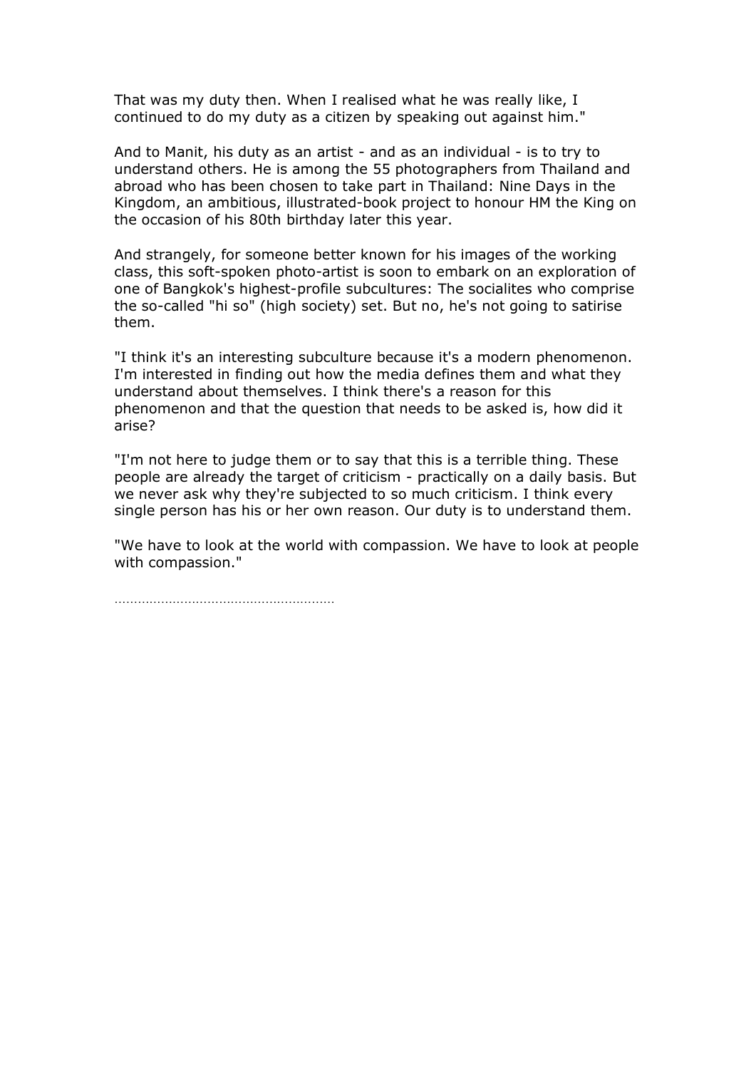That was my duty then. When I realised what he was really like, I continued to do my duty as a citizen by speaking out against him."

And to Manit, his duty as an artist - and as an individual - is to try to understand others. He is among the 55 photographers from Thailand and abroad who has been chosen to take part in Thailand: Nine Days in the Kingdom, an ambitious, illustrated-book project to honour HM the King on the occasion of his 80th birthday later this year.

And strangely, for someone better known for his images of the working class, this soft-spoken photo-artist is soon to embark on an exploration of one of Bangkok's highest-profile subcultures: The socialites who comprise the so-called "hi so" (high society) set. But no, he's not going to satirise them.

"I think it's an interesting subculture because it's a modern phenomenon. I'm interested in finding out how the media defines them and what they understand about themselves. I think there's a reason for this phenomenon and that the question that needs to be asked is, how did it arise?

"I'm not here to judge them or to say that this is a terrible thing. These people are already the target of criticism - practically on a daily basis. But we never ask why they're subjected to so much criticism. I think every single person has his or her own reason. Our duty is to understand them.

"We have to look at the world with compassion. We have to look at people with compassion."

……………………………………………………